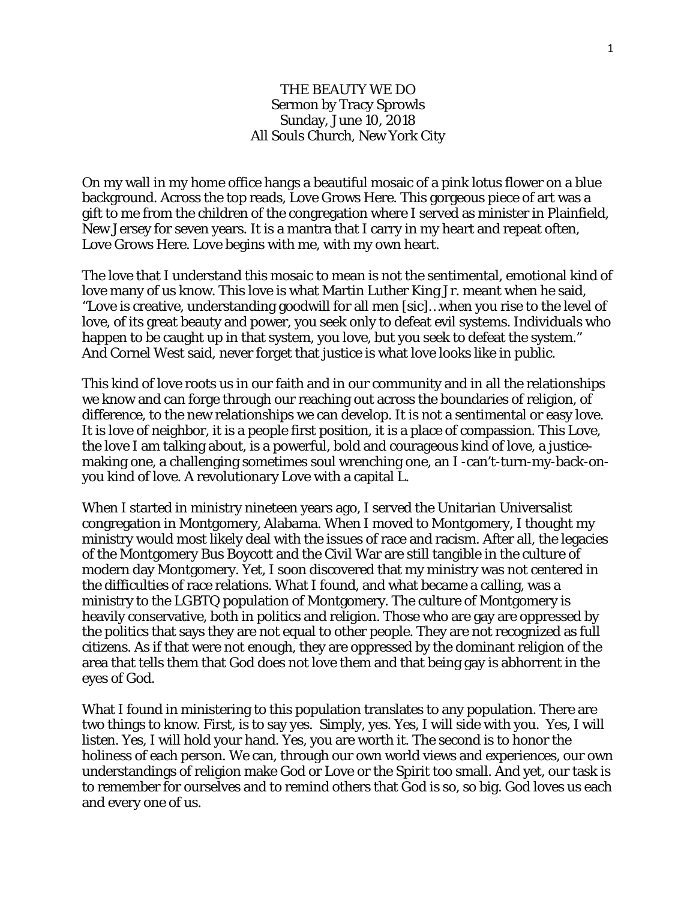# THE BEAUTY WE DO

Sermon by Tracy Sprowls
Sunday, June 10, 2018
All Souls Church, New York City

On my wall in my home office hangs a beautiful mosaic of a pink lotus flower on a blue background. Across the top reads, Love Grows Here. This gorgeous piece of art was a gift to me from the children of the congregation where I served as minister in Plainfield, New Jersey for seven years. It is a mantra that I carry in my heart and repeat often, Love Grows Here. Love begins with me, with my own heart.

The love that I understand this mosaic to mean is not the sentimental, emotional kind of love many of us know. This love is what Martin Luther King Jr. meant when he said, "Love is creative, understanding goodwill for all men [sic]…when you rise to the level of love, of its great beauty and power, you seek only to defeat evil systems. Individuals who happen to be caught up in that system, you love, but you seek to defeat the system." And Cornel West said, never forget that justice is what love looks like in public.

This kind of love roots us in our faith and in our community and in all the relationships we know and can forge through our reaching out across the boundaries of religion, of difference, to the new relationships we can develop. It is not a sentimental or easy love. It is love of neighbor, it is a people first position, it is a place of compassion. This Love, the love I am talking about, is a powerful, bold and courageous kind of love, a justice-making one, a challenging sometimes soul wrenching one, an I -can't-turn-my-back-on-you kind of love. A revolutionary Love with a capital L.

When I started in ministry nineteen years ago, I served the Unitarian Universalist congregation in Montgomery, Alabama. When I moved to Montgomery, I thought my ministry would most likely deal with the issues of race and racism. After all, the legacies of the Montgomery Bus Boycott and the Civil War are still tangible in the culture of modern day Montgomery. Yet, I soon discovered that my ministry was not centered in the difficulties of race relations. What I found, and what became a calling, was a ministry to the LGBTQ population of Montgomery. The culture of Montgomery is heavily conservative, both in politics and religion. Those who are gay are oppressed by the politics that says they are not equal to other people. They are not recognized as full citizens. As if that were not enough, they are oppressed by the dominant religion of the area that tells them that God does not love them and that being gay is abhorrent in the eyes of God.

What I found in ministering to this population translates to any population. There are two things to know. First, is to say yes. Simply, yes. Yes, I will side with you. Yes, I will listen. Yes, I will hold your hand. Yes, you are worth it. The second is to honor the holiness of each person. We can, through our own world views and experiences, our own understandings of religion make God or Love or the Spirit too small. And yet, our task is to remember for ourselves and to remind others that God is so, so big. God loves us each and every one of us.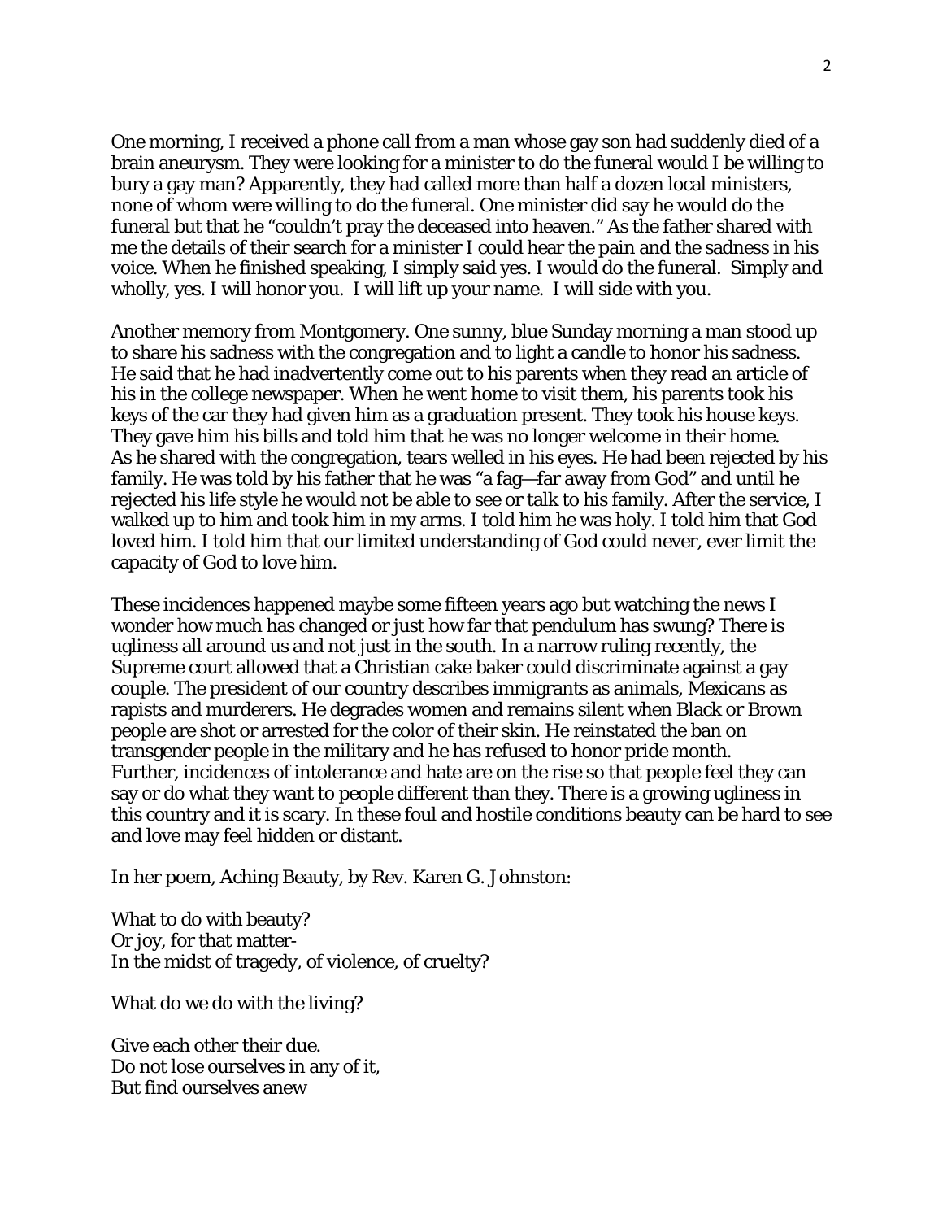One morning, I received a phone call from a man whose gay son had suddenly died of a brain aneurysm. They were looking for a minister to do the funeral would I be willing to bury a gay man? Apparently, they had called more than half a dozen local ministers, none of whom were willing to do the funeral. One minister did say he would do the funeral but that he "couldn't pray the deceased into heaven." As the father shared with me the details of their search for a minister I could hear the pain and the sadness in his voice. When he finished speaking, I simply said yes. I would do the funeral. Simply and wholly, yes. I will honor you. I will lift up your name. I will side with you.

Another memory from Montgomery. One sunny, blue Sunday morning a man stood up to share his sadness with the congregation and to light a candle to honor his sadness. He said that he had inadvertently come out to his parents when they read an article of his in the college newspaper. When he went home to visit them, his parents took his keys of the car they had given him as a graduation present. They took his house keys. They gave him his bills and told him that he was no longer welcome in their home. As he shared with the congregation, tears welled in his eyes. He had been rejected by his family. He was told by his father that he was "a fag—far away from God" and until he rejected his life style he would not be able to see or talk to his family. After the service, I walked up to him and took him in my arms. I told him he was holy. I told him that God loved him. I told him that our limited understanding of God could never, ever limit the capacity of God to love him.

These incidences happened maybe some fifteen years ago but watching the news I wonder how much has changed or just how far that pendulum has swung? There is ugliness all around us and not just in the south. In a narrow ruling recently, the Supreme court allowed that a Christian cake baker could discriminate against a gay couple. The president of our country describes immigrants as animals, Mexicans as rapists and murderers. He degrades women and remains silent when Black or Brown people are shot or arrested for the color of their skin. He reinstated the ban on transgender people in the military and he has refused to honor pride month. Further, incidences of intolerance and hate are on the rise so that people feel they can say or do what they want to people different than they. There is a growing ugliness in this country and it is scary. In these foul and hostile conditions beauty can be hard to see and love may feel hidden or distant.

In her poem, Aching Beauty, by Rev. Karen G. Johnston:

What to do with beauty?  
Or joy, for that matter-  
In the midst of tragedy, of violence, of cruelty?

What do we do with the living?

Give each other their due.  
Do not lose ourselves in any of it,  
But find ourselves anew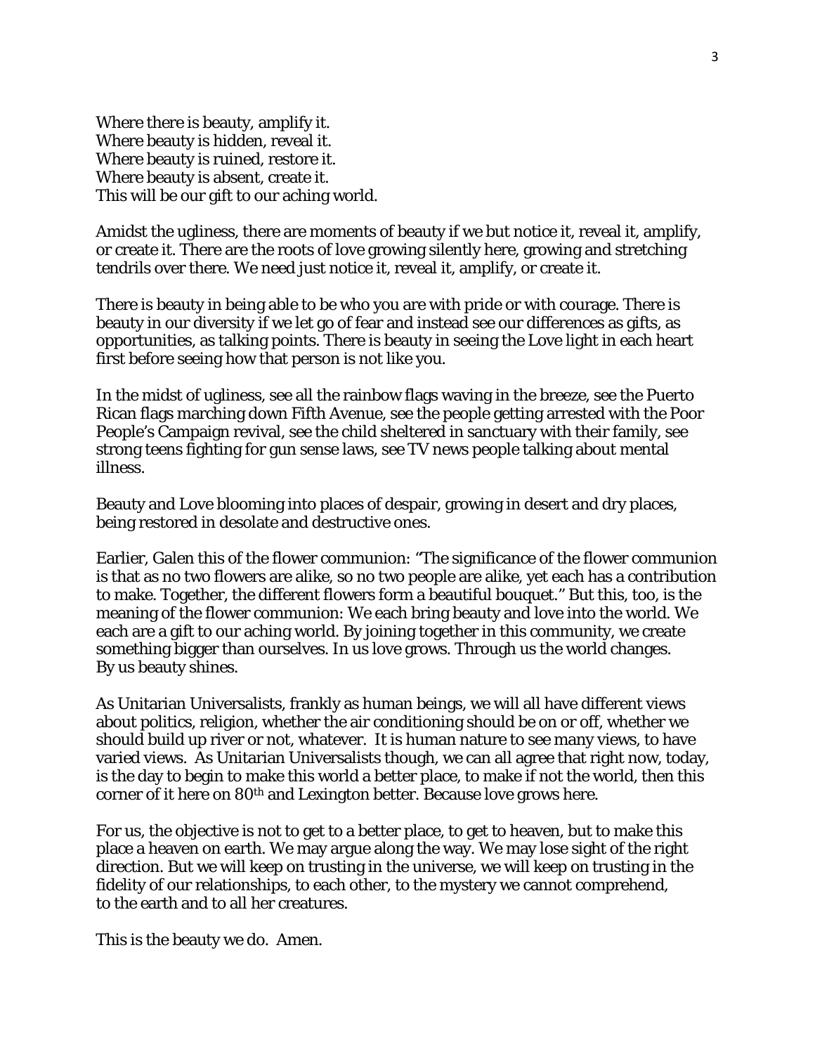Where there is beauty, amplify it.
Where beauty is hidden, reveal it.
Where beauty is ruined, restore it.
Where beauty is absent, create it.
This will be our gift to our aching world.

Amidst the ugliness, there are moments of beauty if we but notice it, reveal it, amplify, or create it. There are the roots of love growing silently here, growing and stretching tendrils over there. We need just notice it, reveal it, amplify, or create it.

There is beauty in being able to be who you are with pride or with courage. There is beauty in our diversity if we let go of fear and instead see our differences as gifts, as opportunities, as talking points. There is beauty in seeing the Love light in each heart first before seeing how that person is not like you.

In the midst of ugliness, see all the rainbow flags waving in the breeze, see the Puerto Rican flags marching down Fifth Avenue, see the people getting arrested with the Poor People's Campaign revival, see the child sheltered in sanctuary with their family, see strong teens fighting for gun sense laws, see TV news people talking about mental illness.

Beauty and Love blooming into places of despair, growing in desert and dry places, being restored in desolate and destructive ones.

Earlier, Galen this of the flower communion: "The significance of the flower communion is that as no two flowers are alike, so no two people are alike, yet each has a contribution to make. Together, the different flowers form a beautiful bouquet." But this, too, is the meaning of the flower communion: We each bring beauty and love into the world. We each are a gift to our aching world. By joining together in this community, we create something bigger than ourselves. In us love grows. Through us the world changes. By us beauty shines.

As Unitarian Universalists, frankly as human beings, we will all have different views about politics, religion, whether the air conditioning should be on or off, whether we should build up river or not, whatever. It is human nature to see many views, to have varied views. As Unitarian Universalists though, we can all agree that right now, today, is the day to begin to make this world a better place, to make if not the world, then this corner of it here on 80th and Lexington better. Because love grows here.

For us, the objective is not to get to a better place, to get to heaven, but to make this place a heaven on earth. We may argue along the way. We may lose sight of the right direction. But we will keep on trusting in the universe, we will keep on trusting in the fidelity of our relationships, to each other, to the mystery we cannot comprehend, to the earth and to all her creatures.

This is the beauty we do. Amen.